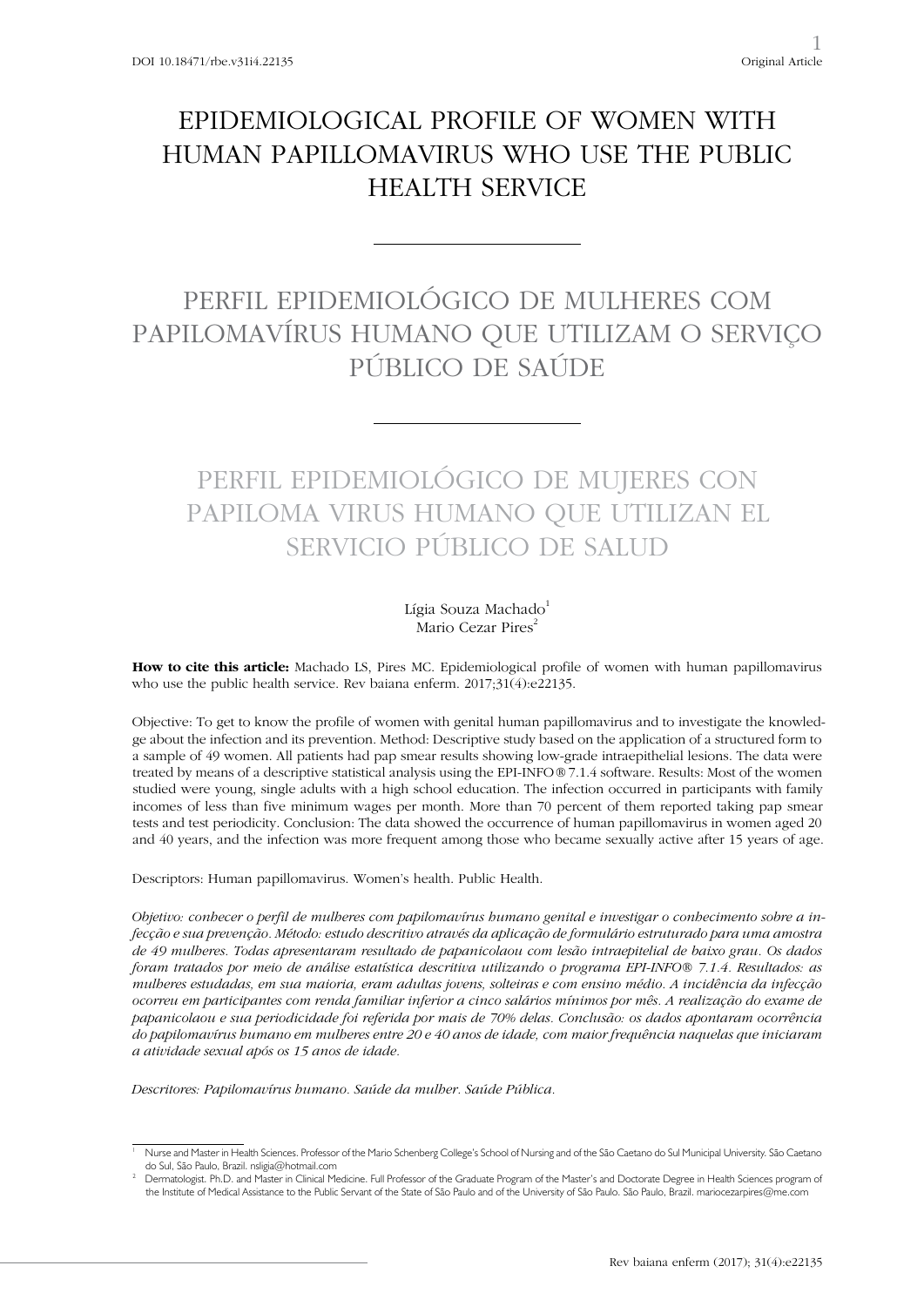DOI 10.18471/rbe.v31i4.22135

Original Article

# EPIDEMIOLOGICAL PROFILE OF WOMEN WITH HUMAN PAPILLOMAVIRUS WHO USE THE PUBLIC HEALTH SERVICE

# PERFIL EPIDEMIOLÓGICO DE MULHERES COM PAPILOMAVÍRUS HUMANO QUE UTILIZAM O SERVIÇO PÚBLICO DE SAÚDE

# PERFIL EPIDEMIOLÓGICO DE MUJERES CON PAPILOMA VIRUS HUMANO QUE UTILIZAN EL SERVICIO PÚBLICO DE SALUD

Lígia Souza Machado[1]
Mario Cezar Pires[2]

**How to cite this article:** Machado LS, Pires MC. Epidemiological profile of women with human papillomavirus who use the public health service. Rev baiana enferm. 2017;31(4):e22135.

Objective: To get to know the profile of women with genital human papillomavirus and to investigate the knowledge about the infection and its prevention. Method: Descriptive study based on the application of a structured form to a sample of 49 women. All patients had pap smear results showing low-grade intraepithelial lesions. The data were treated by means of a descriptive statistical analysis using the EPI-INFO® 7.1.4 software. Results: Most of the women studied were young, single adults with a high school education. The infection occurred in participants with family incomes of less than five minimum wages per month. More than 70 percent of them reported taking pap smear tests and test periodicity. Conclusion: The data showed the occurrence of human papillomavirus in women aged 20 and 40 years, and the infection was more frequent among those who became sexually active after 15 years of age.

Descriptors: Human papillomavirus. Women's health. Public Health.

*Objetivo: conhecer o perfil de mulheres com papilomavírus humano genital e investigar o conhecimento sobre a infecção e sua prevenção. Método: estudo descritivo através da aplicação de formulário estruturado para uma amostra de 49 mulheres. Todas apresentaram resultado de papanicolaou com lesão intraepitelial de baixo grau. Os dados foram tratados por meio de análise estatística descritiva utilizando o programa EPI-INFO® 7.1.4. Resultados: as mulheres estudadas, em sua maioria, eram adultas jovens, solteiras e com ensino médio. A incidência da infecção ocorreu em participantes com renda familiar inferior a cinco salários mínimos por mês. A realização do exame de papanicolaou e sua periodicidade foi referida por mais de 70% delas. Conclusão: os dados apontaram ocorrência do papilomavírus humano em mulheres entre 20 e 40 anos de idade, com maior frequência naquelas que iniciaram a atividade sexual após os 15 anos de idade.*

*Descritores: Papilomavírus humano. Saúde da mulher. Saúde Pública.*

---

[1] Nurse and Master in Health Sciences. Professor of the Mario Schenberg College's School of Nursing and of the São Caetano do Sul Municipal University. São Caetano do Sul, São Paulo, Brazil. nsligia@hotmail.com

[2] Dermatologist. Ph.D. and Master in Clinical Medicine. Full Professor of the Graduate Program of the Master's and Doctorate Degree in Health Sciences program of the Institute of Medical Assistance to the Public Servant of the State of São Paulo and of the University of São Paulo. São Paulo, Brazil. mariocezarpires@me.com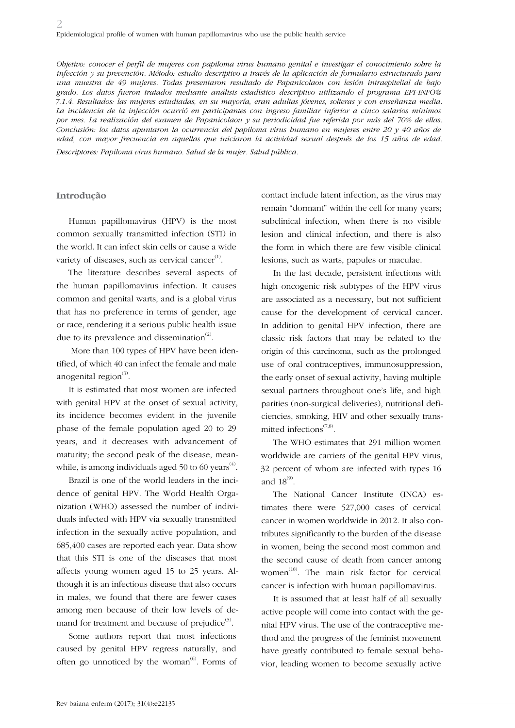*Objetivo: conocer el perfil de mujeres con papiloma virus humano genital e investigar el conocimiento sobre la infección y su prevención. Método: estudio descriptivo a través de la aplicación de formulario estructurado para una muestra de 49 mujeres. Todas presentaron resultado de Papanicolaou con lesión intraepitelial de bajo grado. Los datos fueron tratados mediante análisis estadístico descriptivo utilizando el programa EPI-INFO® 7.1.4. Resultados: las mujeres estudiadas, en su mayoría, eran adultas jóvenes, solteras y con enseñanza media. La incidencia de la infección ocurrió en participantes con ingreso familiar inferior a cinco salarios mínimos por mes. La realización del examen de Papanicolaou y su periodicidad fue referida por más del 70% de ellas. Conclusión: los datos apuntaron la ocurrencia del papiloma virus humano en mujeres entre 20 y 40 años de edad, con mayor frecuencia en aquellas que iniciaron la actividad sexual después de los 15 años de edad.*

*Descriptores: Papiloma virus humano. Salud de la mujer. Salud pública.*

## Introdução

Human papillomavirus (HPV) is the most common sexually transmitted infection (STI) in the world. It can infect skin cells or cause a wide variety of diseases, such as cervical cancer[1].

The literature describes several aspects of the human papillomavirus infection. It causes common and genital warts, and is a global virus that has no preference in terms of gender, age or race, rendering it a serious public health issue due to its prevalence and dissemination[2].

More than 100 types of HPV have been identified, of which 40 can infect the female and male anogenital region[3].

It is estimated that most women are infected with genital HPV at the onset of sexual activity, its incidence becomes evident in the juvenile phase of the female population aged 20 to 29 years, and it decreases with advancement of maturity; the second peak of the disease, meanwhile, is among individuals aged 50 to 60 years[4].

Brazil is one of the world leaders in the incidence of genital HPV. The World Health Organization (WHO) assessed the number of individuals infected with HPV via sexually transmitted infection in the sexually active population, and 685,400 cases are reported each year. Data show that this STI is one of the diseases that most affects young women aged 15 to 25 years. Although it is an infectious disease that also occurs in males, we found that there are fewer cases among men because of their low levels of demand for treatment and because of prejudice[5].

Some authors report that most infections caused by genital HPV regress naturally, and often go unnoticed by the woman[6]. Forms of contact include latent infection, as the virus may remain "dormant" within the cell for many years; subclinical infection, when there is no visible lesion and clinical infection, and there is also the form in which there are few visible clinical lesions, such as warts, papules or maculae.

In the last decade, persistent infections with high oncogenic risk subtypes of the HPV virus are associated as a necessary, but not sufficient cause for the development of cervical cancer. In addition to genital HPV infection, there are classic risk factors that may be related to the origin of this carcinoma, such as the prolonged use of oral contraceptives, immunosuppression, the early onset of sexual activity, having multiple sexual partners throughout one's life, and high parities (non-surgical deliveries), nutritional deficiencies, smoking, HIV and other sexually transmitted infections[7,8].

The WHO estimates that 291 million women worldwide are carriers of the genital HPV virus, 32 percent of whom are infected with types 16 and 18[9].

The National Cancer Institute (INCA) estimates there were 527,000 cases of cervical cancer in women worldwide in 2012. It also contributes significantly to the burden of the disease in women, being the second most common and the second cause of death from cancer among women[10]. The main risk factor for cervical cancer is infection with human papillomavirus.

It is assumed that at least half of all sexually active people will come into contact with the genital HPV virus. The use of the contraceptive method and the progress of the feminist movement have greatly contributed to female sexual behavior, leading women to become sexually active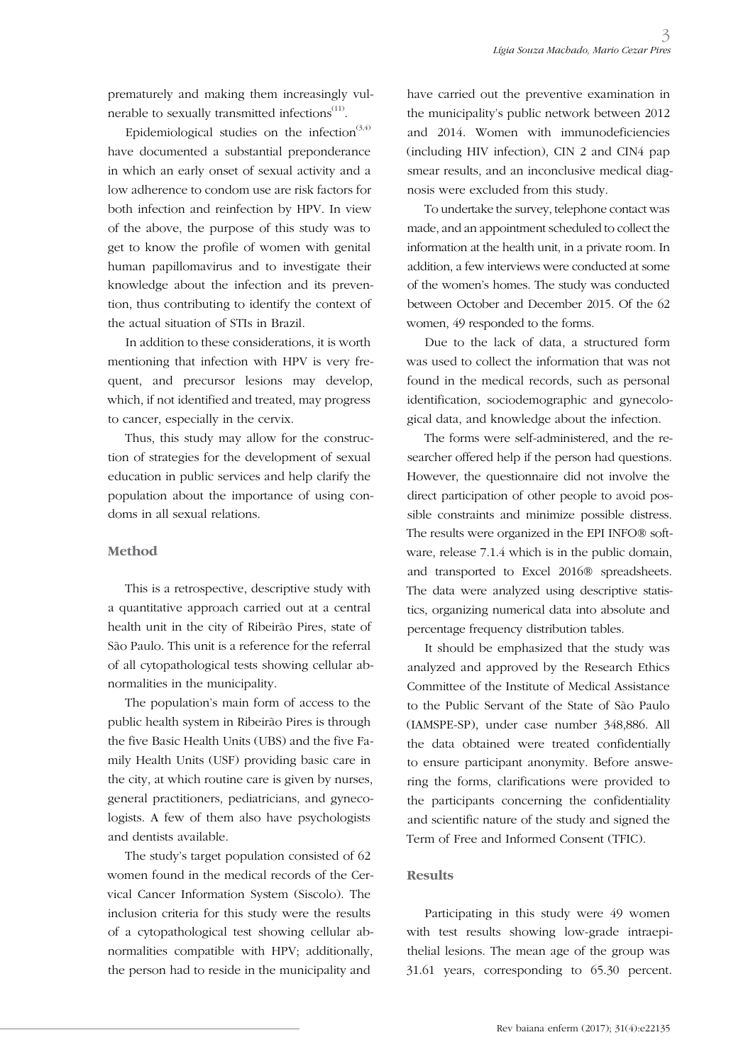prematurely and making them increasingly vulnerable to sexually transmitted infections[11].

Epidemiological studies on the infection[3,4] have documented a substantial preponderance in which an early onset of sexual activity and a low adherence to condom use are risk factors for both infection and reinfection by HPV. In view of the above, the purpose of this study was to get to know the profile of women with genital human papillomavirus and to investigate their knowledge about the infection and its prevention, thus contributing to identify the context of the actual situation of STIs in Brazil.

In addition to these considerations, it is worth mentioning that infection with HPV is very frequent, and precursor lesions may develop, which, if not identified and treated, may progress to cancer, especially in the cervix.

Thus, this study may allow for the construction of strategies for the development of sexual education in public services and help clarify the population about the importance of using condoms in all sexual relations.

## Method

This is a retrospective, descriptive study with a quantitative approach carried out at a central health unit in the city of Ribeirão Pires, state of São Paulo. This unit is a reference for the referral of all cytopathological tests showing cellular abnormalities in the municipality.

The population's main form of access to the public health system in Ribeirão Pires is through the five Basic Health Units (UBS) and the five Family Health Units (USF) providing basic care in the city, at which routine care is given by nurses, general practitioners, pediatricians, and gynecologists. A few of them also have psychologists and dentists available.

The study's target population consisted of 62 women found in the medical records of the Cervical Cancer Information System (Siscolo). The inclusion criteria for this study were the results of a cytopathological test showing cellular abnormalities compatible with HPV; additionally, the person had to reside in the municipality and have carried out the preventive examination in the municipality's public network between 2012 and 2014. Women with immunodeficiencies (including HIV infection), CIN 2 and CIN4 pap smear results, and an inconclusive medical diagnosis were excluded from this study.

To undertake the survey, telephone contact was made, and an appointment scheduled to collect the information at the health unit, in a private room. In addition, a few interviews were conducted at some of the women's homes. The study was conducted between October and December 2015. Of the 62 women, 49 responded to the forms.

Due to the lack of data, a structured form was used to collect the information that was not found in the medical records, such as personal identification, sociodemographic and gynecological data, and knowledge about the infection.

The forms were self-administered, and the researcher offered help if the person had questions. However, the questionnaire did not involve the direct participation of other people to avoid possible constraints and minimize possible distress. The results were organized in the EPI INFO® software, release 7.1.4 which is in the public domain, and transported to Excel 2016® spreadsheets. The data were analyzed using descriptive statistics, organizing numerical data into absolute and percentage frequency distribution tables.

It should be emphasized that the study was analyzed and approved by the Research Ethics Committee of the Institute of Medical Assistance to the Public Servant of the State of São Paulo (IAMSPE-SP), under case number 348,886. All the data obtained were treated confidentially to ensure participant anonymity. Before answering the forms, clarifications were provided to the participants concerning the confidentiality and scientific nature of the study and signed the Term of Free and Informed Consent (TFIC).

## Results

Participating in this study were 49 women with test results showing low-grade intraepithelial lesions. The mean age of the group was 31.61 years, corresponding to 65.30 percent.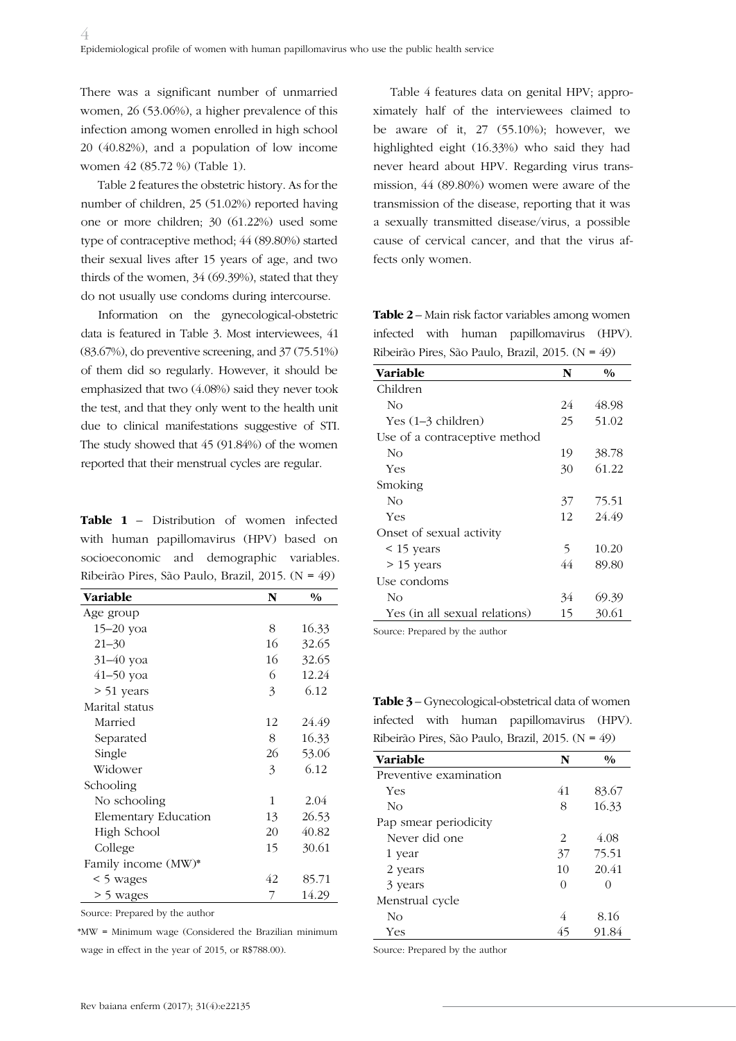There was a significant number of unmarried women, 26 (53.06%), a higher prevalence of this infection among women enrolled in high school 20 (40.82%), and a population of low income women 42 (85.72 %) (Table 1).

Table 2 features the obstetric history. As for the number of children, 25 (51.02%) reported having one or more children; 30 (61.22%) used some type of contraceptive method; 44 (89.80%) started their sexual lives after 15 years of age, and two thirds of the women, 34 (69.39%), stated that they do not usually use condoms during intercourse.

Information on the gynecological-obstetric data is featured in Table 3. Most interviewees, 41 (83.67%), do preventive screening, and 37 (75.51%) of them did so regularly. However, it should be emphasized that two (4.08%) said they never took the test, and that they only went to the health unit due to clinical manifestations suggestive of STI. The study showed that 45 (91.84%) of the women reported that their menstrual cycles are regular.

**Table 1** – Distribution of women infected with human papillomavirus (HPV) based on socioeconomic and demographic variables. Ribeirão Pires, São Paulo, Brazil, 2015. (N = 49)

| Variable | N | % |
|---|---|---|
| Age group | | |
| 15–20 yoa | 8 | 16.33 |
| 21–30 | 16 | 32.65 |
| 31–40 yoa | 16 | 32.65 |
| 41–50 yoa | 6 | 12.24 |
| > 51 years | 3 | 6.12 |
| Marital status | | |
| Married | 12 | 24.49 |
| Separated | 8 | 16.33 |
| Single | 26 | 53.06 |
| Widower | 3 | 6.12 |
| Schooling | | |
| No schooling | 1 | 2.04 |
| Elementary Education | 13 | 26.53 |
| High School | 20 | 40.82 |
| College | 15 | 30.61 |
| Family income (MW)* | | |
| < 5 wages | 42 | 85.71 |
| > 5 wages | 7 | 14.29 |

Source: Prepared by the author

*MW = Minimum wage (Considered the Brazilian minimum wage in effect in the year of 2015, or R$788.00).

Table 4 features data on genital HPV; approximately half of the interviewees claimed to be aware of it, 27 (55.10%); however, we highlighted eight (16.33%) who said they had never heard about HPV. Regarding virus transmission, 44 (89.80%) women were aware of the transmission of the disease, reporting that it was a sexually transmitted disease/virus, a possible cause of cervical cancer, and that the virus affects only women.

**Table 2** – Main risk factor variables among women infected with human papillomavirus (HPV). Ribeirão Pires, São Paulo, Brazil, 2015. (N = 49)

| Variable | N | % |
|---|---|---|
| Children | | |
| No | 24 | 48.98 |
| Yes (1–3 children) | 25 | 51.02 |
| Use of a contraceptive method | | |
| No | 19 | 38.78 |
| Yes | 30 | 61.22 |
| Smoking | | |
| No | 37 | 75.51 |
| Yes | 12 | 24.49 |
| Onset of sexual activity | | |
| < 15 years | 5 | 10.20 |
| > 15 years | 44 | 89.80 |
| Use condoms | | |
| No | 34 | 69.39 |
| Yes (in all sexual relations) | 15 | 30.61 |

Source: Prepared by the author

**Table 3** – Gynecological-obstetrical data of women infected with human papillomavirus (HPV). Ribeirão Pires, São Paulo, Brazil, 2015. (N = 49)

| Variable | N | % |
|---|---|---|
| Preventive examination | | |
| Yes | 41 | 83.67 |
| No | 8 | 16.33 |
| Pap smear periodicity | | |
| Never did one | 2 | 4.08 |
| 1 year | 37 | 75.51 |
| 2 years | 10 | 20.41 |
| 3 years | 0 | 0 |
| Menstrual cycle | | |
| No | 4 | 8.16 |
| Yes | 45 | 91.84 |

Source: Prepared by the author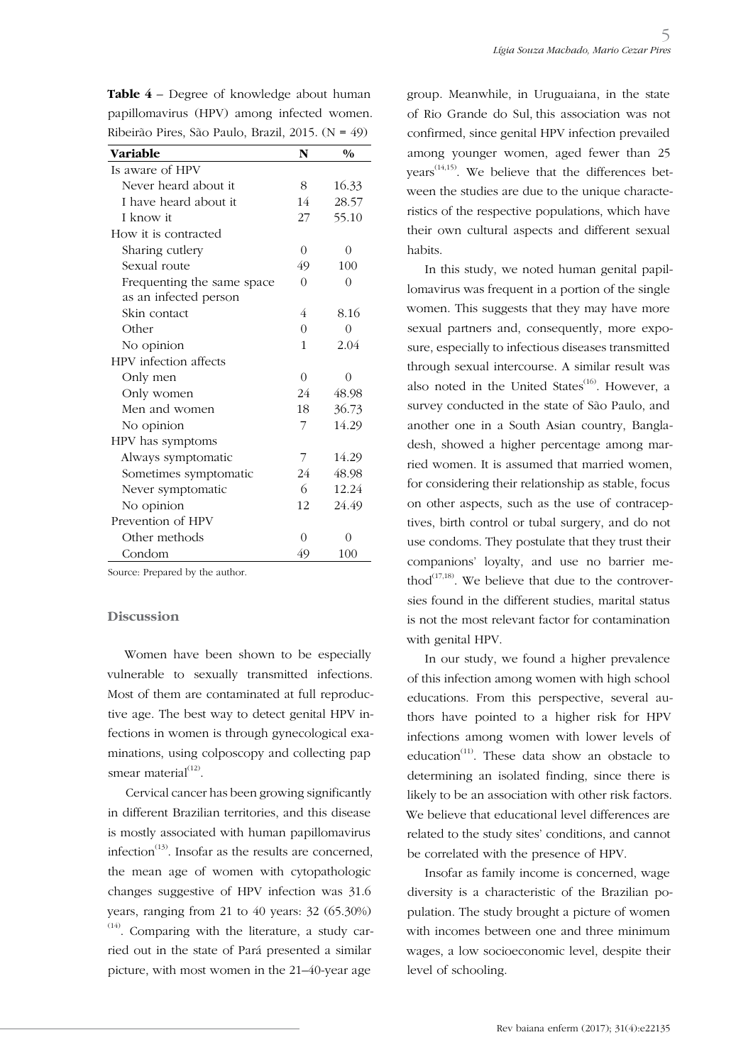**Table 4** – Degree of knowledge about human papillomavirus (HPV) among infected women. Ribeirão Pires, São Paulo, Brazil, 2015. (N = 49)

| Variable | N | % |
|---|---|---|
| Is aware of HPV | | |
| Never heard about it | 8 | 16.33 |
| I have heard about it | 14 | 28.57 |
| I know it | 27 | 55.10 |
| How it is contracted | | |
| Sharing cutlery | 0 | 0 |
| Sexual route | 49 | 100 |
| Frequenting the same space as an infected person | 0 | 0 |
| Skin contact | 4 | 8.16 |
| Other | 0 | 0 |
| No opinion | 1 | 2.04 |
| HPV infection affects | | |
| Only men | 0 | 0 |
| Only women | 24 | 48.98 |
| Men and women | 18 | 36.73 |
| No opinion | 7 | 14.29 |
| HPV has symptoms | | |
| Always symptomatic | 7 | 14.29 |
| Sometimes symptomatic | 24 | 48.98 |
| Never symptomatic | 6 | 12.24 |
| No opinion | 12 | 24.49 |
| Prevention of HPV | | |
| Other methods | 0 | 0 |
| Condom | 49 | 100 |

Source: Prepared by the author.

## Discussion

Women have been shown to be especially vulnerable to sexually transmitted infections. Most of them are contaminated at full reproductive age. The best way to detect genital HPV infections in women is through gynecological examinations, using colposcopy and collecting pap smear material[12].

Cervical cancer has been growing significantly in different Brazilian territories, and this disease is mostly associated with human papillomavirus infection[13]. Insofar as the results are concerned, the mean age of women with cytopathologic changes suggestive of HPV infection was 31.6 years, ranging from 21 to 40 years: 32 (65.30%)[14]. Comparing with the literature, a study carried out in the state of Pará presented a similar picture, with most women in the 21–40-year age group. Meanwhile, in Uruguaiana, in the state of Rio Grande do Sul, this association was not confirmed, since genital HPV infection prevailed among younger women, aged fewer than 25 years[14,15]. We believe that the differences between the studies are due to the unique characteristics of the respective populations, which have their own cultural aspects and different sexual habits.

In this study, we noted human genital papillomavirus was frequent in a portion of the single women. This suggests that they may have more sexual partners and, consequently, more exposure, especially to infectious diseases transmitted through sexual intercourse. A similar result was also noted in the United States[16]. However, a survey conducted in the state of São Paulo, and another one in a South Asian country, Bangladesh, showed a higher percentage among married women. It is assumed that married women, for considering their relationship as stable, focus on other aspects, such as the use of contraceptives, birth control or tubal surgery, and do not use condoms. They postulate that they trust their companions' loyalty, and use no barrier method[17,18]. We believe that due to the controversies found in the different studies, marital status is not the most relevant factor for contamination with genital HPV.

In our study, we found a higher prevalence of this infection among women with high school educations. From this perspective, several authors have pointed to a higher risk for HPV infections among women with lower levels of education[11]. These data show an obstacle to determining an isolated finding, since there is likely to be an association with other risk factors. We believe that educational level differences are related to the study sites' conditions, and cannot be correlated with the presence of HPV.

Insofar as family income is concerned, wage diversity is a characteristic of the Brazilian population. The study brought a picture of women with incomes between one and three minimum wages, a low socioeconomic level, despite their level of schooling.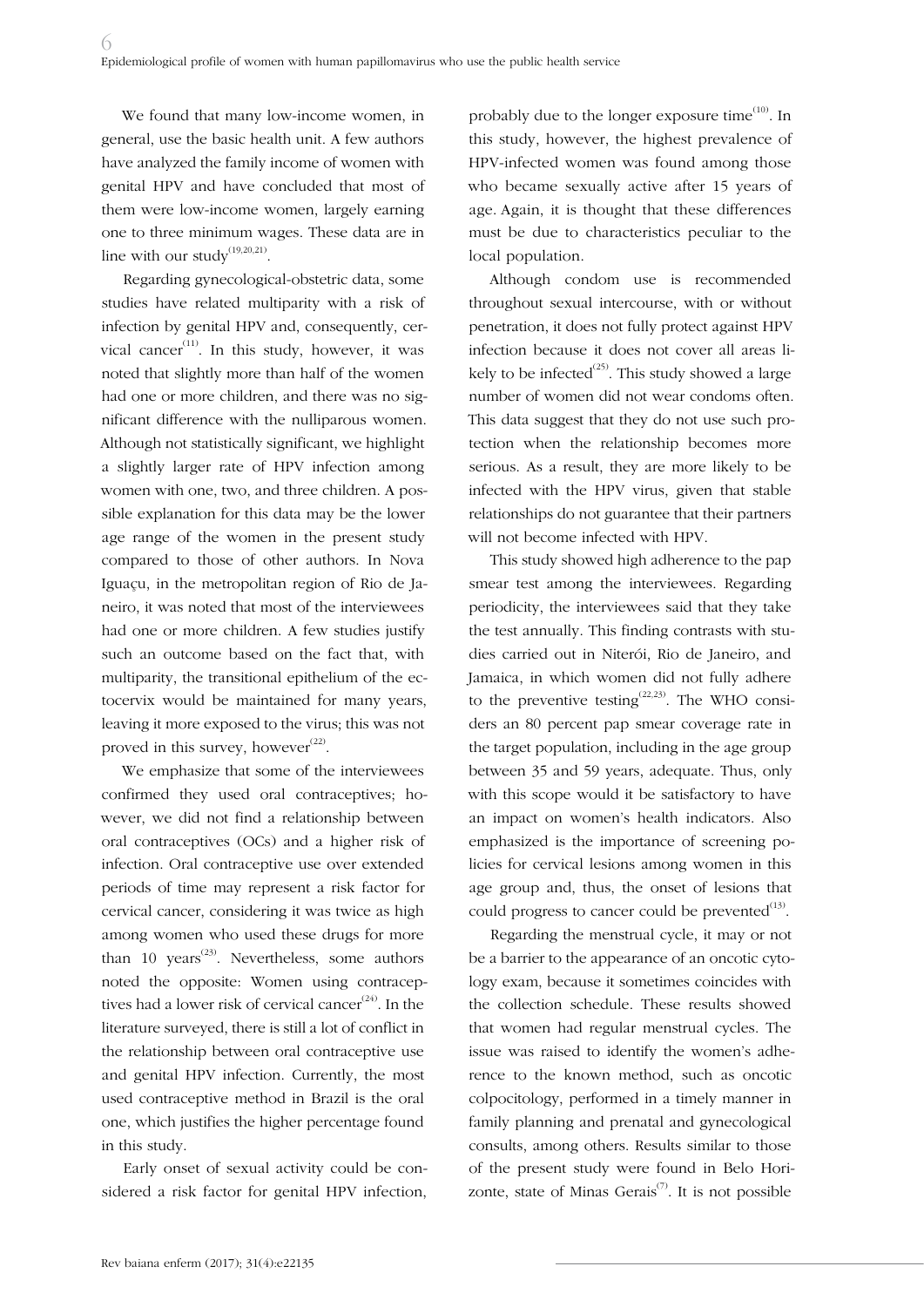We found that many low-income women, in general, use the basic health unit. A few authors have analyzed the family income of women with genital HPV and have concluded that most of them were low-income women, largely earning one to three minimum wages. These data are in line with our study[19,20,21].

Regarding gynecological-obstetric data, some studies have related multiparity with a risk of infection by genital HPV and, consequently, cervical cancer[11]. In this study, however, it was noted that slightly more than half of the women had one or more children, and there was no significant difference with the nulliparous women. Although not statistically significant, we highlight a slightly larger rate of HPV infection among women with one, two, and three children. A possible explanation for this data may be the lower age range of the women in the present study compared to those of other authors. In Nova Iguaçu, in the metropolitan region of Rio de Janeiro, it was noted that most of the interviewees had one or more children. A few studies justify such an outcome based on the fact that, with multiparity, the transitional epithelium of the ectocervix would be maintained for many years, leaving it more exposed to the virus; this was not proved in this survey, however[22].

We emphasize that some of the interviewees confirmed they used oral contraceptives; however, we did not find a relationship between oral contraceptives (OCs) and a higher risk of infection. Oral contraceptive use over extended periods of time may represent a risk factor for cervical cancer, considering it was twice as high among women who used these drugs for more than 10 years[23]. Nevertheless, some authors noted the opposite: Women using contraceptives had a lower risk of cervical cancer[24]. In the literature surveyed, there is still a lot of conflict in the relationship between oral contraceptive use and genital HPV infection. Currently, the most used contraceptive method in Brazil is the oral one, which justifies the higher percentage found in this study.

Early onset of sexual activity could be considered a risk factor for genital HPV infection, probably due to the longer exposure time[10]. In this study, however, the highest prevalence of HPV-infected women was found among those who became sexually active after 15 years of age. Again, it is thought that these differences must be due to characteristics peculiar to the local population.

Although condom use is recommended throughout sexual intercourse, with or without penetration, it does not fully protect against HPV infection because it does not cover all areas likely to be infected[25]. This study showed a large number of women did not wear condoms often. This data suggest that they do not use such protection when the relationship becomes more serious. As a result, they are more likely to be infected with the HPV virus, given that stable relationships do not guarantee that their partners will not become infected with HPV.

This study showed high adherence to the pap smear test among the interviewees. Regarding periodicity, the interviewees said that they take the test annually. This finding contrasts with studies carried out in Niterói, Rio de Janeiro, and Jamaica, in which women did not fully adhere to the preventive testing[22,23]. The WHO considers an 80 percent pap smear coverage rate in the target population, including in the age group between 35 and 59 years, adequate. Thus, only with this scope would it be satisfactory to have an impact on women's health indicators. Also emphasized is the importance of screening policies for cervical lesions among women in this age group and, thus, the onset of lesions that could progress to cancer could be prevented[13].

Regarding the menstrual cycle, it may or not be a barrier to the appearance of an oncotic cytology exam, because it sometimes coincides with the collection schedule. These results showed that women had regular menstrual cycles. The issue was raised to identify the women's adherence to the known method, such as oncotic colpocitology, performed in a timely manner in family planning and prenatal and gynecological consults, among others. Results similar to those of the present study were found in Belo Horizonte, state of Minas Gerais[7]. It is not possible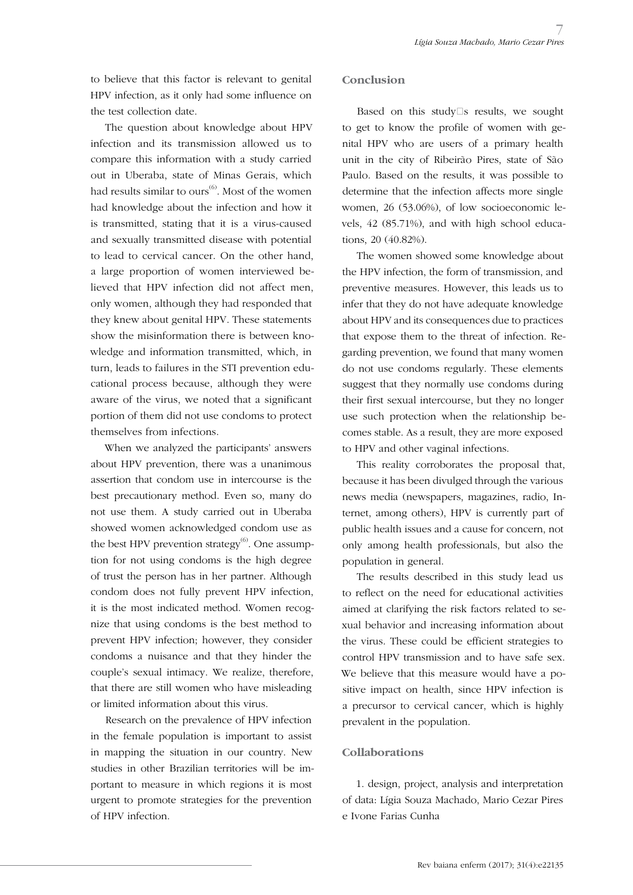to believe that this factor is relevant to genital HPV infection, as it only had some influence on the test collection date.

The question about knowledge about HPV infection and its transmission allowed us to compare this information with a study carried out in Uberaba, state of Minas Gerais, which had results similar to ours[6]. Most of the women had knowledge about the infection and how it is transmitted, stating that it is a virus-caused and sexually transmitted disease with potential to lead to cervical cancer. On the other hand, a large proportion of women interviewed believed that HPV infection did not affect men, only women, although they had responded that they knew about genital HPV. These statements show the misinformation there is between knowledge and information transmitted, which, in turn, leads to failures in the STI prevention educational process because, although they were aware of the virus, we noted that a significant portion of them did not use condoms to protect themselves from infections.

When we analyzed the participants' answers about HPV prevention, there was a unanimous assertion that condom use in intercourse is the best precautionary method. Even so, many do not use them. A study carried out in Uberaba showed women acknowledged condom use as the best HPV prevention strategy[6]. One assumption for not using condoms is the high degree of trust the person has in her partner. Although condom does not fully prevent HPV infection, it is the most indicated method. Women recognize that using condoms is the best method to prevent HPV infection; however, they consider condoms a nuisance and that they hinder the couple's sexual intimacy. We realize, therefore, that there are still women who have misleading or limited information about this virus.

Research on the prevalence of HPV infection in the female population is important to assist in mapping the situation in our country. New studies in other Brazilian territories will be important to measure in which regions it is most urgent to promote strategies for the prevention of HPV infection.

## Conclusion

Based on this study's results, we sought to get to know the profile of women with genital HPV who are users of a primary health unit in the city of Ribeirão Pires, state of São Paulo. Based on the results, it was possible to determine that the infection affects more single women, 26 (53.06%), of low socioeconomic levels, 42 (85.71%), and with high school educations, 20 (40.82%).

The women showed some knowledge about the HPV infection, the form of transmission, and preventive measures. However, this leads us to infer that they do not have adequate knowledge about HPV and its consequences due to practices that expose them to the threat of infection. Regarding prevention, we found that many women do not use condoms regularly. These elements suggest that they normally use condoms during their first sexual intercourse, but they no longer use such protection when the relationship becomes stable. As a result, they are more exposed to HPV and other vaginal infections.

This reality corroborates the proposal that, because it has been divulged through the various news media (newspapers, magazines, radio, Internet, among others), HPV is currently part of public health issues and a cause for concern, not only among health professionals, but also the population in general.

The results described in this study lead us to reflect on the need for educational activities aimed at clarifying the risk factors related to sexual behavior and increasing information about the virus. These could be efficient strategies to control HPV transmission and to have safe sex. We believe that this measure would have a positive impact on health, since HPV infection is a precursor to cervical cancer, which is highly prevalent in the population.

## Collaborations

1. design, project, analysis and interpretation of data: Lígia Souza Machado, Mario Cezar Pires e Ivone Farias Cunha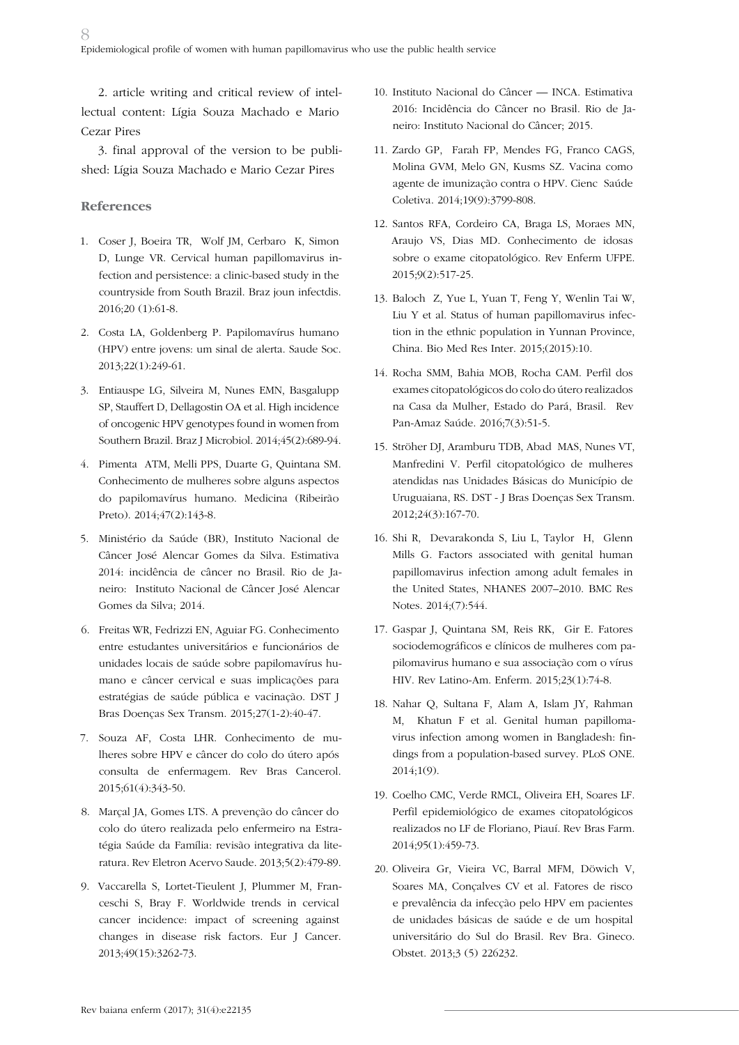2. article writing and critical review of intellectual content: Lígia Souza Machado e Mario Cezar Pires

3. final approval of the version to be published: Lígia Souza Machado e Mario Cezar Pires

## References

1. Coser J, Boeira TR, Wolf JM, Cerbaro K, Simon D, Lunge VR. Cervical human papillomavirus infection and persistence: a clinic-based study in the countryside from South Brazil. Braz joun infectdis. 2016;20 (1):61-8.

2. Costa LA, Goldenberg P. Papilomavírus humano (HPV) entre jovens: um sinal de alerta. Saude Soc. 2013;22(1):249-61.

3. Entiauspe LG, Silveira M, Nunes EMN, Basgalupp SP, Stauffert D, Dellagostin OA et al. High incidence of oncogenic HPV genotypes found in women from Southern Brazil. Braz J Microbiol. 2014;45(2):689-94.

4. Pimenta ATM, Melli PPS, Duarte G, Quintana SM. Conhecimento de mulheres sobre alguns aspectos do papilomavírus humano. Medicina (Ribeirão Preto). 2014;47(2):143-8.

5. Ministério da Saúde (BR), Instituto Nacional de Câncer José Alencar Gomes da Silva. Estimativa 2014: incidência de câncer no Brasil. Rio de Janeiro: Instituto Nacional de Câncer José Alencar Gomes da Silva; 2014.

6. Freitas WR, Fedrizzi EN, Aguiar FG. Conhecimento entre estudantes universitários e funcionários de unidades locais de saúde sobre papilomavírus humano e câncer cervical e suas implicações para estratégias de saúde pública e vacinação. DST J Bras Doenças Sex Transm. 2015;27(1-2):40-47.

7. Souza AF, Costa LHR. Conhecimento de mulheres sobre HPV e câncer do colo do útero após consulta de enfermagem. Rev Bras Cancerol. 2015;61(4):343-50.

8. Marçal JA, Gomes LTS. A prevenção do câncer do colo do útero realizada pelo enfermeiro na Estratégia Saúde da Família: revisão integrativa da literatura. Rev Eletron Acervo Saude. 2013;5(2):479-89.

9. Vaccarella S, Lortet-Tieulent J, Plummer M, Franceschi S, Bray F. Worldwide trends in cervical cancer incidence: impact of screening against changes in disease risk factors. Eur J Cancer. 2013;49(15):3262-73.

10. Instituto Nacional do Câncer — INCA. Estimativa 2016: Incidência do Câncer no Brasil. Rio de Janeiro: Instituto Nacional do Câncer; 2015.

11. Zardo GP, Farah FP, Mendes FG, Franco CAGS, Molina GVM, Melo GN, Kusms SZ. Vacina como agente de imunização contra o HPV. Cienc Saúde Coletiva. 2014;19(9):3799-808.

12. Santos RFA, Cordeiro CA, Braga LS, Moraes MN, Araujo VS, Dias MD. Conhecimento de idosas sobre o exame citopatológico. Rev Enferm UFPE. 2015;9(2):517-25.

13. Baloch Z, Yue L, Yuan T, Feng Y, Wenlin Tai W, Liu Y et al. Status of human papillomavirus infection in the ethnic population in Yunnan Province, China. Bio Med Res Inter. 2015;(2015):10.

14. Rocha SMM, Bahia MOB, Rocha CAM. Perfil dos exames citopatológicos do colo do útero realizados na Casa da Mulher, Estado do Pará, Brasil. Rev Pan-Amaz Saúde. 2016;7(3):51-5.

15. Ströher DJ, Aramburu TDB, Abad MAS, Nunes VT, Manfredini V. Perfil citopatológico de mulheres atendidas nas Unidades Básicas do Município de Uruguaiana, RS. DST - J Bras Doenças Sex Transm. 2012;24(3):167-70.

16. Shi R, Devarakonda S, Liu L, Taylor H, Glenn Mills G. Factors associated with genital human papillomavirus infection among adult females in the United States, NHANES 2007–2010. BMC Res Notes. 2014;(7):544.

17. Gaspar J, Quintana SM, Reis RK, Gir E. Fatores sociodemográficos e clínicos de mulheres com papilomavirus humano e sua associação com o vírus HIV. Rev Latino-Am. Enferm. 2015;23(1):74-8.

18. Nahar Q, Sultana F, Alam A, Islam JY, Rahman M, Khatun F et al. Genital human papillomavirus infection among women in Bangladesh: findings from a population-based survey. PLoS ONE. 2014;1(9).

19. Coelho CMC, Verde RMCL, Oliveira EH, Soares LF. Perfil epidemiológico de exames citopatológicos realizados no LF de Floriano, Piauí. Rev Bras Farm. 2014;95(1):459-73.

20. Oliveira Gr, Vieira VC, Barral MFM, Döwich V, Soares MA, Conçalves CV et al. Fatores de risco e prevalência da infecção pelo HPV em pacientes de unidades básicas de saúde e de um hospital universitário do Sul do Brasil. Rev Bra. Gineco. Obstet. 2013;3 (5) 226232.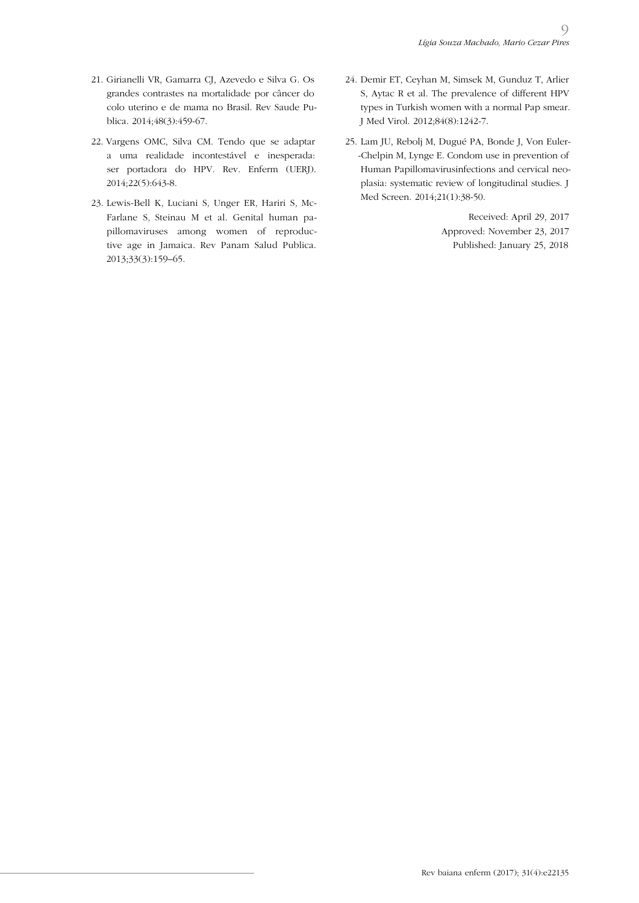21. Girianelli VR, Gamarra CJ, Azevedo e Silva G. Os grandes contrastes na mortalidade por câncer do colo uterino e de mama no Brasil. Rev Saude Publica. 2014;48(3):459-67.

22. Vargens OMC, Silva CM. Tendo que se adaptar a uma realidade incontestável e inesperada: ser portadora do HPV. Rev. Enferm (UERJ). 2014;22(5):643-8.

23. Lewis-Bell K, Luciani S, Unger ER, Hariri S, McFarlane S, Steinau M et al. Genital human papillomaviruses among women of reproductive age in Jamaica. Rev Panam Salud Publica. 2013;33(3):159–65.

24. Demir ET, Ceyhan M, Simsek M, Gunduz T, Arlier S, Aytac R et al. The prevalence of different HPV types in Turkish women with a normal Pap smear. J Med Virol. 2012;84(8):1242-7.

25. Lam JU, Rebolj M, Dugué PA, Bonde J, Von Euler-Chelpin M, Lynge E. Condom use in prevention of Human Papillomavirusinfections and cervical neoplasia: systematic review of longitudinal studies. J Med Screen. 2014;21(1):38-50.

Received: April 29, 2017
Approved: November 23, 2017
Published: January 25, 2018